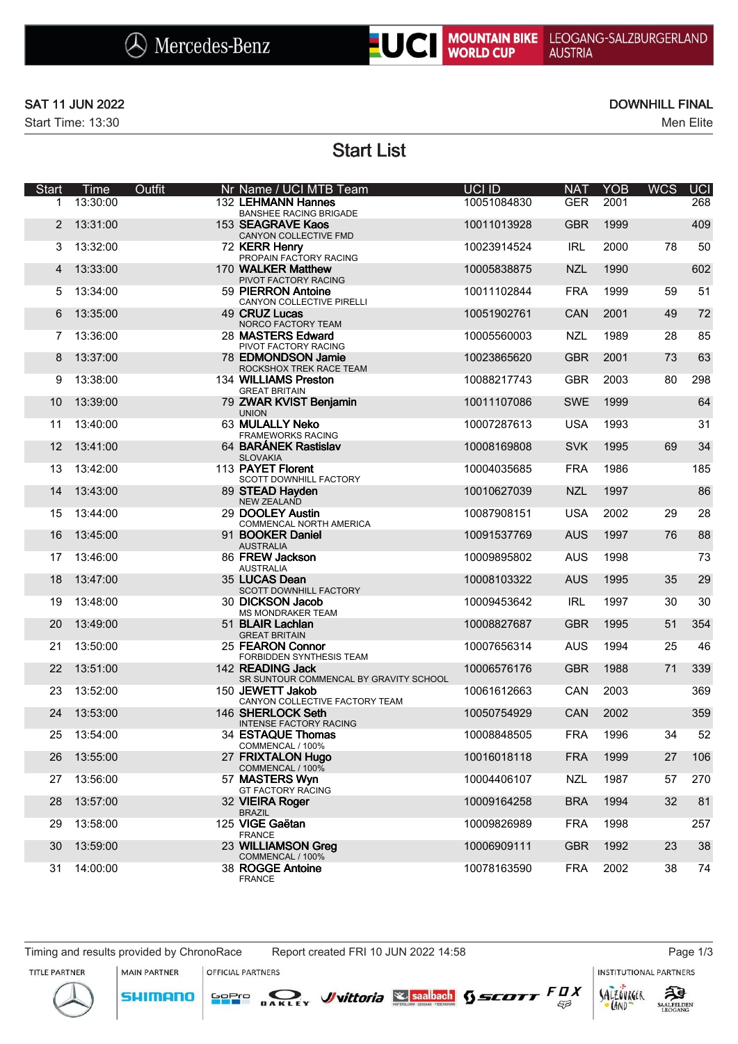MERCEDES-BENZ UCI MOUNTAIN BIKE WORLD CUP LEOGANG-SALZBURGERLAND AUSTRIA

SAT 11 JUN 2022

Start Time: 13:30

DOWNHILL FINAL

Men Elite

# Start List

| Start | Time | Outfit | Nr | Name / UCI MTB Team | UCI ID | NAT | YOB | WCS | UCI |
|---|---|---|---|---|---|---|---|---|---|
| 1 | 13:30:00 | | 132 | **LEHMANN Hannes**<br>BANSHEE RACING BRIGADE | 10051084830 | GER | 2001 | | 268 |
| 2 | 13:31:00 | | 153 | **SEAGRAVE Kaos**<br>CANYON COLLECTIVE FMD | 10011013928 | GBR | 1999 | | 409 |
| 3 | 13:32:00 | | 72 | **KERR Henry**<br>PROPAIN FACTORY RACING | 10023914524 | IRL | 2000 | 78 | 50 |
| 4 | 13:33:00 | | 170 | **WALKER Matthew**<br>PIVOT FACTORY RACING | 10005838875 | NZL | 1990 | | 602 |
| 5 | 13:34:00 | | 59 | **PIERRON Antoine**<br>CANYON COLLECTIVE PIRELLI | 10011102844 | FRA | 1999 | 59 | 51 |
| 6 | 13:35:00 | | 49 | **CRUZ Lucas**<br>NORCO FACTORY TEAM | 10051902761 | CAN | 2001 | 49 | 72 |
| 7 | 13:36:00 | | 28 | **MASTERS Edward**<br>PIVOT FACTORY RACING | 10005560003 | NZL | 1989 | 28 | 85 |
| 8 | 13:37:00 | | 78 | **EDMONDSON Jamie**<br>ROCKSHOX TREK RACE TEAM | 10023865620 | GBR | 2001 | 73 | 63 |
| 9 | 13:38:00 | | 134 | **WILLIAMS Preston**<br>GREAT BRITAIN | 10088217743 | GBR | 2003 | 80 | 298 |
| 10 | 13:39:00 | | 79 | **ZWAR KVIST Benjamin**<br>UNION | 10011107086 | SWE | 1999 | | 64 |
| 11 | 13:40:00 | | 63 | **MULALLY Neko**<br>FRAMEWORKS RACING | 10007287613 | USA | 1993 | | 31 |
| 12 | 13:41:00 | | 64 | **BARÁNEK Rastislav**<br>SLOVAKIA | 10008169808 | SVK | 1995 | 69 | 34 |
| 13 | 13:42:00 | | 113 | **PAYET Florent**<br>SCOTT DOWNHILL FACTORY | 10004035685 | FRA | 1986 | | 185 |
| 14 | 13:43:00 | | 89 | **STEAD Hayden**<br>NEW ZEALAND | 10010627039 | NZL | 1997 | | 86 |
| 15 | 13:44:00 | | 29 | **DOOLEY Austin**<br>COMMENCAL NORTH AMERICA | 10087908151 | USA | 2002 | 29 | 28 |
| 16 | 13:45:00 | | 91 | **BOOKER Daniel**<br>AUSTRALIA | 10091537769 | AUS | 1997 | 76 | 88 |
| 17 | 13:46:00 | | 86 | **FREW Jackson**<br>AUSTRALIA | 10009895802 | AUS | 1998 | | 73 |
| 18 | 13:47:00 | | 35 | **LUCAS Dean**<br>SCOTT DOWNHILL FACTORY | 10008103322 | AUS | 1995 | 35 | 29 |
| 19 | 13:48:00 | | 30 | **DICKSON Jacob**<br>MS MONDRAKER TEAM | 10009453642 | IRL | 1997 | 30 | 30 |
| 20 | 13:49:00 | | 51 | **BLAIR Lachlan**<br>GREAT BRITAIN | 10008827687 | GBR | 1995 | 51 | 354 |
| 21 | 13:50:00 | | 25 | **FEARON Connor**<br>FORBIDDEN SYNTHESIS TEAM | 10007656314 | AUS | 1994 | 25 | 46 |
| 22 | 13:51:00 | | 142 | **READING Jack**<br>SR SUNTOUR COMMENCAL BY GRAVITY SCHOOL | 10006576176 | GBR | 1988 | 71 | 339 |
| 23 | 13:52:00 | | 150 | **JEWETT Jakob**<br>CANYON COLLECTIVE FACTORY TEAM | 10061612663 | CAN | 2003 | | 369 |
| 24 | 13:53:00 | | 146 | **SHERLOCK Seth**<br>INTENSE FACTORY RACING | 10050754929 | CAN | 2002 | | 359 |
| 25 | 13:54:00 | | 34 | **ESTAQUE Thomas**<br>COMMENCAL / 100% | 10008848505 | FRA | 1996 | 34 | 52 |
| 26 | 13:55:00 | | 27 | **FRIXTALON Hugo**<br>COMMENCAL / 100% | 10016018118 | FRA | 1999 | 27 | 106 |
| 27 | 13:56:00 | | 57 | **MASTERS Wyn**<br>GT FACTORY RACING | 10004406107 | NZL | 1987 | 57 | 270 |
| 28 | 13:57:00 | | 32 | **VIEIRA Roger**<br>BRAZIL | 10009164258 | BRA | 1994 | 32 | 81 |
| 29 | 13:58:00 | | 125 | **VIGE Gaëtan**<br>FRANCE | 10009826989 | FRA | 1998 | | 257 |
| 30 | 13:59:00 | | 23 | **WILLIAMSON Greg**<br>COMMENCAL / 100% | 10006909111 | GBR | 1992 | 23 | 38 |
| 31 | 14:00:00 | | 38 | **ROGGE Antoine**<br>FRANCE | 10078163590 | FRA | 2002 | 38 | 74 |

Timing and results provided by ChronoRace    Report created FRI 10 JUN 2022 14:58

TITLE PARTNER: Mercedes-Benz | MAIN PARTNER: SHIMANO | OFFICIAL PARTNERS: GoPro, OAKLEY, vittoria, saalbach, SCOTT, FOX | INSTITUTIONAL PARTNERS: Salzburger Land, Saalfelden Leogang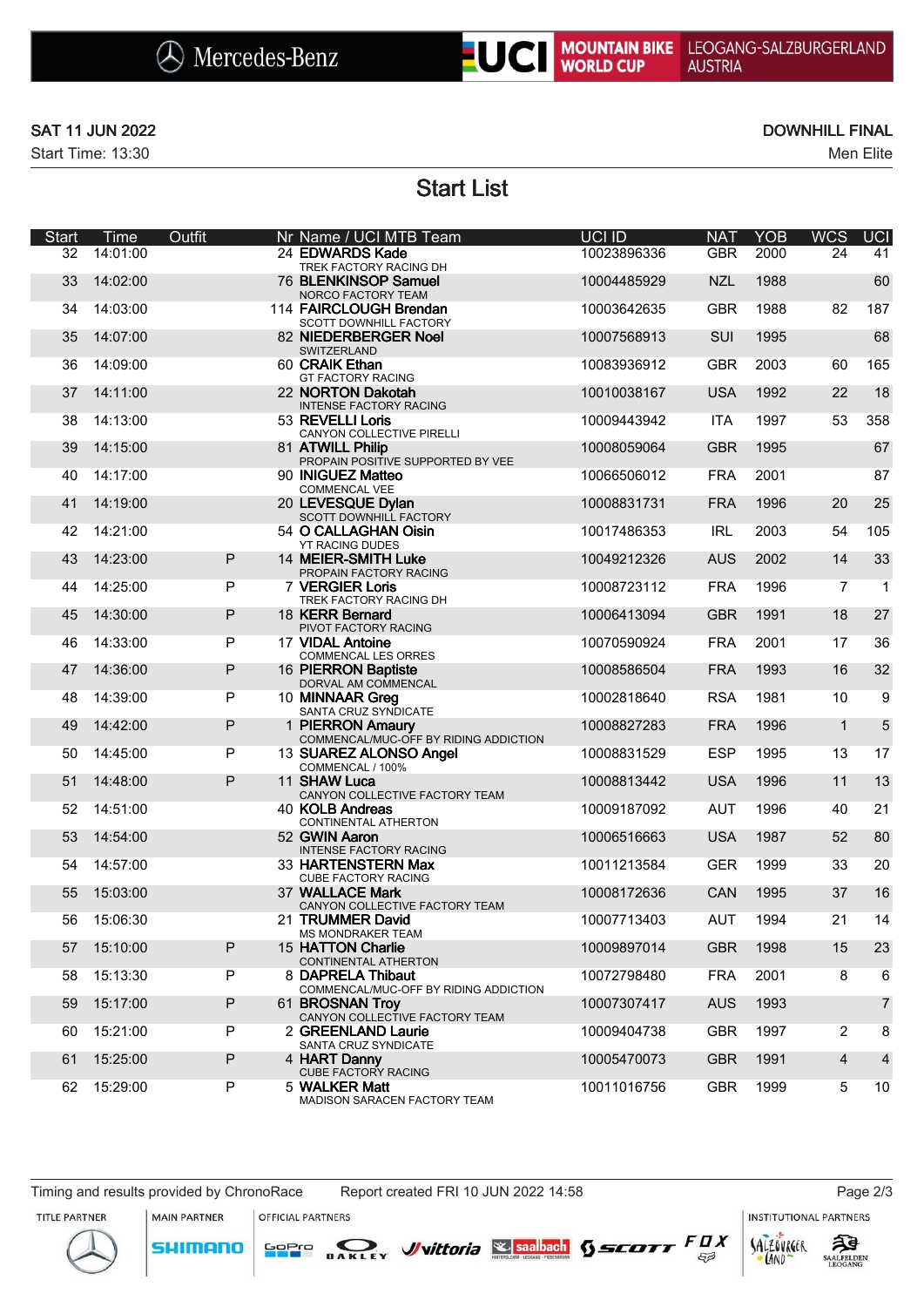SAT 11 JUN 2022

Start Time: 13:30

DOWNHILL FINAL

Men Elite

# Start List

| Start | Time | Outfit | Nr | Name / UCI MTB Team | UCI ID | NAT | YOB | WCS | UCI |
|---|---|---|---|---|---|---|---|---|---|
| 32 | 14:01:00 | | 24 | **EDWARDS Kade**<br>TREK FACTORY RACING DH | 10023896336 | GBR | 2000 | 24 | 41 |
| 33 | 14:02:00 | | 76 | **BLENKINSOP Samuel**<br>NORCO FACTORY TEAM | 10004485929 | NZL | 1988 | | 60 |
| 34 | 14:03:00 | | 114 | **FAIRCLOUGH Brendan**<br>SCOTT DOWNHILL FACTORY | 10003642635 | GBR | 1988 | 82 | 187 |
| 35 | 14:07:00 | | 82 | **NIEDERBERGER Noel**<br>SWITZERLAND | 10007568913 | SUI | 1995 | | 68 |
| 36 | 14:09:00 | | 60 | **CRAIK Ethan**<br>GT FACTORY RACING | 10083936912 | GBR | 2003 | 60 | 165 |
| 37 | 14:11:00 | | 22 | **NORTON Dakotah**<br>INTENSE FACTORY RACING | 10010038167 | USA | 1992 | 22 | 18 |
| 38 | 14:13:00 | | 53 | **REVELLI Loris**<br>CANYON COLLECTIVE PIRELLI | 10009443942 | ITA | 1997 | 53 | 358 |
| 39 | 14:15:00 | | 81 | **ATWILL Philip**<br>PROPAIN POSITIVE SUPPORTED BY VEE | 10008059064 | GBR | 1995 | | 67 |
| 40 | 14:17:00 | | 90 | **INIGUEZ Matteo**<br>COMMENCAL VEE | 10066506012 | FRA | 2001 | | 87 |
| 41 | 14:19:00 | | 20 | **LEVESQUE Dylan**<br>SCOTT DOWNHILL FACTORY | 10008831731 | FRA | 1996 | 20 | 25 |
| 42 | 14:21:00 | | 54 | **O CALLAGHAN Oisin**<br>YT RACING DUDES | 10017486353 | IRL | 2003 | 54 | 105 |
| 43 | 14:23:00 | P | 14 | **MEIER-SMITH Luke**<br>PROPAIN FACTORY RACING | 10049212326 | AUS | 2002 | 14 | 33 |
| 44 | 14:25:00 | P | 7 | **VERGIER Loris**<br>TREK FACTORY RACING DH | 10008723112 | FRA | 1996 | 7 | 1 |
| 45 | 14:30:00 | P | 18 | **KERR Bernard**<br>PIVOT FACTORY RACING | 10006413094 | GBR | 1991 | 18 | 27 |
| 46 | 14:33:00 | P | 17 | **VIDAL Antoine**<br>COMMENCAL LES ORRES | 10070590924 | FRA | 2001 | 17 | 36 |
| 47 | 14:36:00 | P | 16 | **PIERRON Baptiste**<br>DORVAL AM COMMENCAL | 10008586504 | FRA | 1993 | 16 | 32 |
| 48 | 14:39:00 | P | 10 | **MINNAAR Greg**<br>SANTA CRUZ SYNDICATE | 10002818640 | RSA | 1981 | 10 | 9 |
| 49 | 14:42:00 | P | 1 | **PIERRON Amaury**<br>COMMENCAL/MUC-OFF BY RIDING ADDICTION | 10008827283 | FRA | 1996 | 1 | 5 |
| 50 | 14:45:00 | P | 13 | **SUAREZ ALONSO Angel**<br>COMMENCAL / 100% | 10008831529 | ESP | 1995 | 13 | 17 |
| 51 | 14:48:00 | P | 11 | **SHAW Luca**<br>CANYON COLLECTIVE FACTORY TEAM | 10008813442 | USA | 1996 | 11 | 13 |
| 52 | 14:51:00 | | 40 | **KOLB Andreas**<br>CONTINENTAL ATHERTON | 10009187092 | AUT | 1996 | 40 | 21 |
| 53 | 14:54:00 | | 52 | **GWIN Aaron**<br>INTENSE FACTORY RACING | 10006516663 | USA | 1987 | 52 | 80 |
| 54 | 14:57:00 | | 33 | **HARTENSTERN Max**<br>CUBE FACTORY RACING | 10011213584 | GER | 1999 | 33 | 20 |
| 55 | 15:03:00 | | 37 | **WALLACE Mark**<br>CANYON COLLECTIVE FACTORY TEAM | 10008172636 | CAN | 1995 | 37 | 16 |
| 56 | 15:06:30 | | 21 | **TRUMMER David**<br>MS MONDRAKER TEAM | 10007713403 | AUT | 1994 | 21 | 14 |
| 57 | 15:10:00 | P | 15 | **HATTON Charlie**<br>CONTINENTAL ATHERTON | 10009897014 | GBR | 1998 | 15 | 23 |
| 58 | 15:13:30 | P | 8 | **DAPRELA Thibaut**<br>COMMENCAL/MUC-OFF BY RIDING ADDICTION | 10072798480 | FRA | 2001 | 8 | 6 |
| 59 | 15:17:00 | P | 61 | **BROSNAN Troy**<br>CANYON COLLECTIVE FACTORY TEAM | 10007307417 | AUS | 1993 | | 7 |
| 60 | 15:21:00 | P | 2 | **GREENLAND Laurie**<br>SANTA CRUZ SYNDICATE | 10009404738 | GBR | 1997 | 2 | 8 |
| 61 | 15:25:00 | P | 4 | **HART Danny**<br>CUBE FACTORY RACING | 10005470073 | GBR | 1991 | 4 | 4 |
| 62 | 15:29:00 | P | 5 | **WALKER Matt**<br>MADISON SARACEN FACTORY TEAM | 10011016756 | GBR | 1999 | 5 | 10 |

Timing and results provided by ChronoRace    Report created FRI 10 JUN 2022 14:58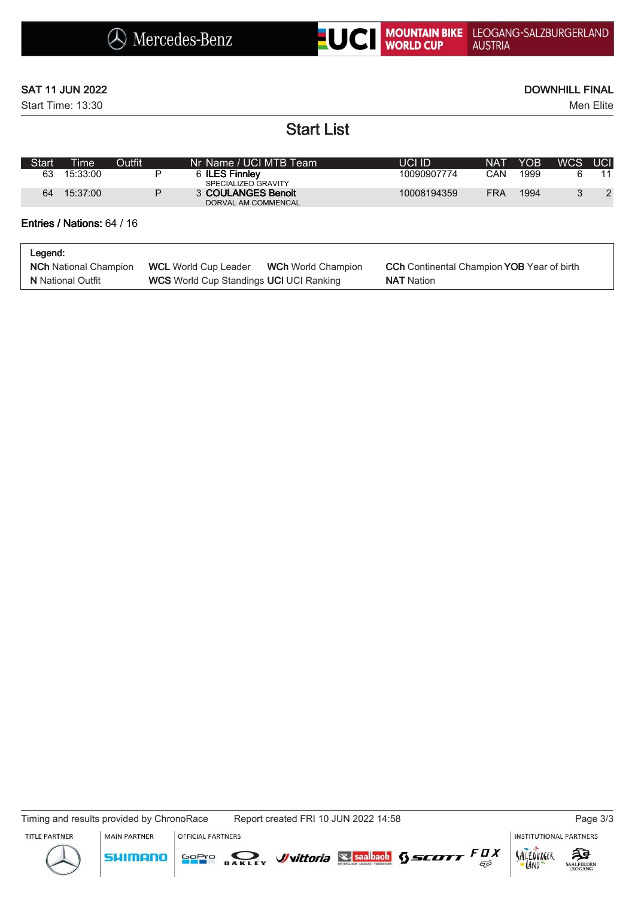SAT 11 JUN 2022

Start Time: 13:30

DOWNHILL FINAL

Men Elite

# Start List

| Start | Time | Outfit | Nr | Name / UCI MTB Team | UCI ID | NAT | YOB | WCS | UCI |
|---|---|---|---|---|---|---|---|---|---|
| 63 | 15:33:00 | P | 6 | **ILES Finnley** SPECIALIZED GRAVITY | 10090907774 | CAN | 1999 | 6 | 11 |
| 64 | 15:37:00 | P | 3 | **COULANGES Benoit** DORVAL AM COMMENCAL | 10008194359 | FRA | 1994 | 3 | 2 |

**Entries / Nations:** 64 / 16

Legend:
**NCh** National Champion **WCL** World Cup Leader **WCh** World Champion **CCh** Continental Champion **YOB** Year of birth
**N** National Outfit **WCS** World Cup Standings **UCI** UCI Ranking **NAT** Nation

Timing and results provided by ChronoRace Report created FRI 10 JUN 2022 14:58